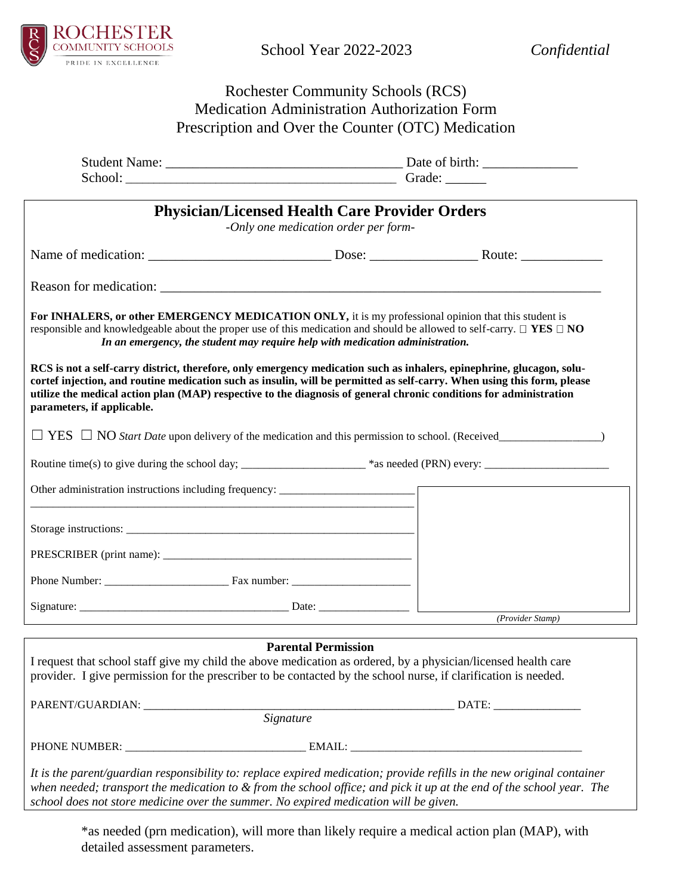ROCHESTER COMMUNITY SCHOOLS
PRIDE IN EXCELLENCE

School Year 2022-2023 *Confidential*

# Rochester Community Schools (RCS)
# Medication Administration Authorization Form
# Prescription and Over the Counter (OTC) Medication

Student Name: ___________________________________ Date of birth: ______________
School: _________________________________________ Grade: ______

## Physician/Licensed Health Care Provider Orders

*-Only one medication order per form-*

Name of medication: ___________________________ Dose: ________________ Route: ____________

Reason for medication: _________________________________________________________________

**For INHALERS, or other EMERGENCY MEDICATION ONLY,** it is my professional opinion that this student is responsible and knowledgeable about the proper use of this medication and should be allowed to self-carry. ☐ **YES** ☐ **NO**
***In an emergency, the student may require help with medication administration.***

**RCS is not a self-carry district, therefore, only emergency medication such as inhalers, epinephrine, glucagon, solu-cortef injection, and routine medication such as insulin, will be permitted as self-carry. When using this form, please utilize the medical action plan (MAP) respective to the diagnosis of general chronic conditions for administration parameters, if applicable.**

☐ YES ☐ NO *Start Date* upon delivery of the medication and this permission to school. (Received_________________)

Routine time(s) to give during the school day; ______________________ *as needed (PRN) every: ______________________

Other administration instructions including frequency: ________________________
____________________________________________________________________

Storage instructions: _____________________________________________________

PRESCRIBER (print name): _____________________________________________

Phone Number: _____________________ Fax number: _____________________

Signature: _____________________________________ Date: ________________

*(Provider Stamp)*

## Parental Permission

I request that school staff give my child the above medication as ordered, by a physician/licensed health care provider. I give permission for the prescriber to be contacted by the school nurse, if clarification is needed.

PARENT/GUARDIAN: ______________________________________________________ DATE: _______________
*Signature*

PHONE NUMBER: _______________________________ EMAIL: ________________________________________

*It is the parent/guardian responsibility to: replace expired medication; provide refills in the new original container when needed; transport the medication to & from the school office; and pick it up at the end of the school year. The school does not store medicine over the summer. No expired medication will be given.*

*as needed (prn medication), will more than likely require a medical action plan (MAP), with detailed assessment parameters.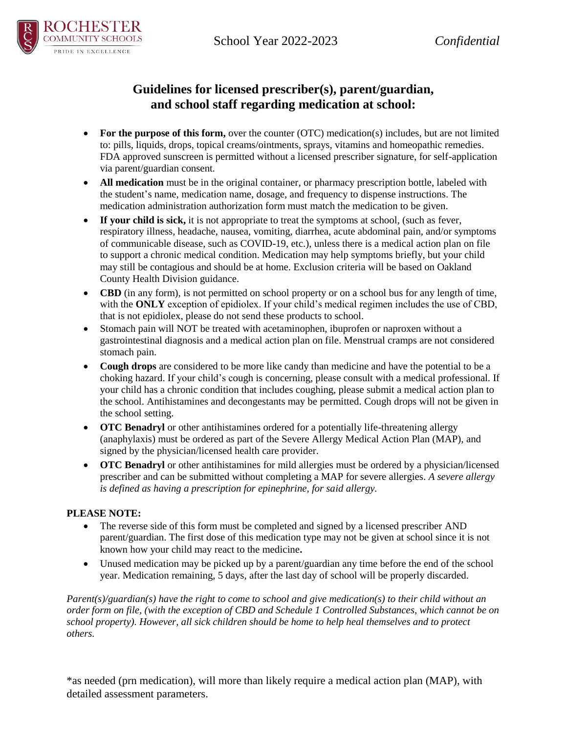School Year 2022-2023 *Confidential*

## Guidelines for licensed prescriber(s), parent/guardian, and school staff regarding medication at school:

- **For the purpose of this form,** over the counter (OTC) medication(s) includes, but are not limited to: pills, liquids, drops, topical creams/ointments, sprays, vitamins and homeopathic remedies. FDA approved sunscreen is permitted without a licensed prescriber signature, for self-application via parent/guardian consent.
- **All medication** must be in the original container, or pharmacy prescription bottle, labeled with the student's name, medication name, dosage, and frequency to dispense instructions. The medication administration authorization form must match the medication to be given.
- **If your child is sick,** it is not appropriate to treat the symptoms at school, (such as fever, respiratory illness, headache, nausea, vomiting, diarrhea, acute abdominal pain, and/or symptoms of communicable disease, such as COVID-19, etc.), unless there is a medical action plan on file to support a chronic medical condition. Medication may help symptoms briefly, but your child may still be contagious and should be at home. Exclusion criteria will be based on Oakland County Health Division guidance.
- **CBD** (in any form), is not permitted on school property or on a school bus for any length of time, with the **ONLY** exception of epidiolex. If your child's medical regimen includes the use of CBD, that is not epidiolex, please do not send these products to school.
- Stomach pain will NOT be treated with acetaminophen, ibuprofen or naproxen without a gastrointestinal diagnosis and a medical action plan on file. Menstrual cramps are not considered stomach pain.
- **Cough drops** are considered to be more like candy than medicine and have the potential to be a choking hazard. If your child's cough is concerning, please consult with a medical professional. If your child has a chronic condition that includes coughing, please submit a medical action plan to the school. Antihistamines and decongestants may be permitted. Cough drops will not be given in the school setting.
- **OTC Benadryl** or other antihistamines ordered for a potentially life-threatening allergy (anaphylaxis) must be ordered as part of the Severe Allergy Medical Action Plan (MAP), and signed by the physician/licensed health care provider.
- **OTC Benadryl** or other antihistamines for mild allergies must be ordered by a physician/licensed prescriber and can be submitted without completing a MAP for severe allergies. *A severe allergy is defined as having a prescription for epinephrine, for said allergy.*

**PLEASE NOTE:**

- The reverse side of this form must be completed and signed by a licensed prescriber AND parent/guardian. The first dose of this medication type may not be given at school since it is not known how your child may react to the medicine**.**
- Unused medication may be picked up by a parent/guardian any time before the end of the school year. Medication remaining, 5 days, after the last day of school will be properly discarded.

*Parent(s)/guardian(s) have the right to come to school and give medication(s) to their child without an order form on file, (with the exception of CBD and Schedule 1 Controlled Substances, which cannot be on school property). However, all sick children should be home to help heal themselves and to protect others.*

*as needed (prn medication), will more than likely require a medical action plan (MAP), with detailed assessment parameters.